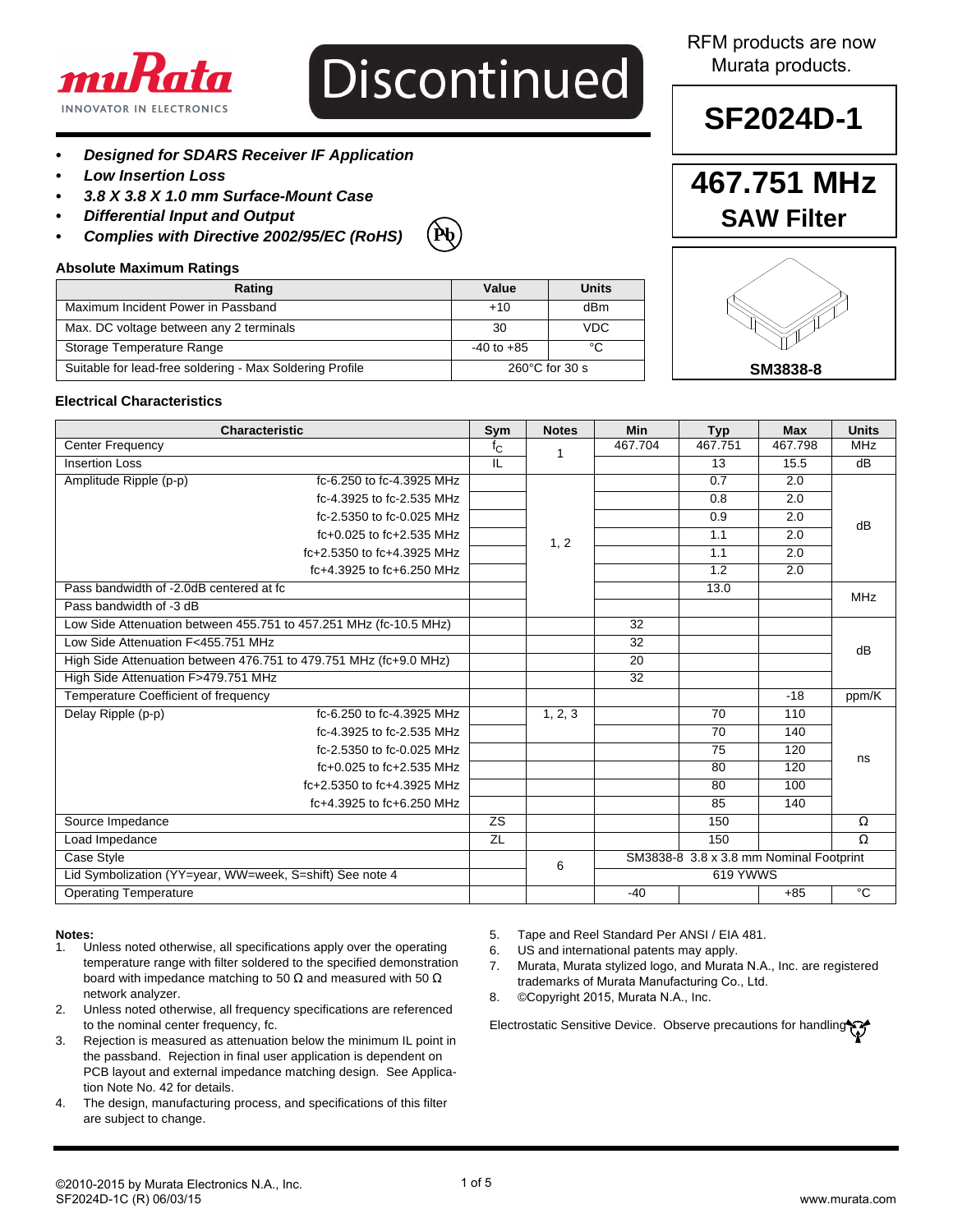Discontinued

RFM products are now Murata products.

# SF2024D-1

## 467.751 MHz SAW Filter

SM3838-8

- ***Designed for SDARS Receiver IF Application***
- ***Low Insertion Loss***
- ***3.8 X 3.8 X 1.0 mm Surface-Mount Case***
- ***Differential Input and Output***
- ***Complies with Directive 2002/95/EC (RoHS)***

### Absolute Maximum Ratings

| Rating | Value | Units |
|---|---|---|
| Maximum Incident Power in Passband | +10 | dBm |
| Max. DC voltage between any 2 terminals | 30 | VDC |
| Storage Temperature Range | -40 to +85 | °C |
| Suitable for lead-free soldering - Max Soldering Profile | 260°C for 30 s | |

### Electrical Characteristics

| Characteristic | | Sym | Notes | Min | Typ | Max | Units |
|---|---|---|---|---|---|---|---|
| Center Frequency | | $f_C$ | 1 | 467.704 | 467.751 | 467.798 | MHz |
| Insertion Loss | | IL | | | 13 | 15.5 | dB |
| Amplitude Ripple (p-p) | fc-6.250 to fc-4.3925 MHz | | 1, 2 | | 0.7 | 2.0 | dB |
| | fc-4.3925 to fc-2.535 MHz | | | | 0.8 | 2.0 | |
| | fc-2.5350 to fc-0.025 MHz | | | | 0.9 | 2.0 | |
| | fc+0.025 to fc+2.535 MHz | | | | 1.1 | 2.0 | |
| | fc+2.5350 to fc+4.3925 MHz | | | | 1.1 | 2.0 | |
| | fc+4.3925 to fc+6.250 MHz | | | | 1.2 | 2.0 | |
| Pass bandwidth of -2.0dB centered at fc | | | | | 13.0 | | MHz |
| Pass bandwidth of -3 dB | | | | | | | |
| Low Side Attenuation between 455.751 to 457.251 MHz (fc-10.5 MHz) | | | | 32 | | | dB |
| Low Side Attenuation F<455.751 MHz | | | | 32 | | | |
| High Side Attenuation between 476.751 to 479.751 MHz (fc+9.0 MHz) | | | | 20 | | | |
| High Side Attenuation F>479.751 MHz | | | | 32 | | | |
| Temperature Coefficient of frequency | | | | | | -18 | ppm/K |
| Delay Ripple (p-p) | fc-6.250 to fc-4.3925 MHz | | 1, 2, 3 | | 70 | 110 | ns |
| | fc-4.3925 to fc-2.535 MHz | | | | 70 | 140 | |
| | fc-2.5350 to fc-0.025 MHz | | | | 75 | 120 | |
| | fc+0.025 to fc+2.535 MHz | | | | 80 | 120 | |
| | fc+2.5350 to fc+4.3925 MHz | | | | 80 | 100 | |
| | fc+4.3925 to fc+6.250 MHz | | | | 85 | 140 | |
| Source Impedance | | ZS | | | 150 | | Ω |
| Load Impedance | | ZL | | | 150 | | Ω |
| Case Style | | | 6 | SM3838-8 3.8 x 3.8 mm Nominal Footprint | | | |
| Lid Symbolization (YY=year, WW=week, S=shift) See note 4 | | | | 619 YWWS | | | |
| Operating Temperature | | | | -40 | | +85 | °C |

**Notes:**

1. Unless noted otherwise, all specifications apply over the operating temperature range with filter soldered to the specified demonstration board with impedance matching to 50 Ω and measured with 50 Ω network analyzer.
2. Unless noted otherwise, all frequency specifications are referenced to the nominal center frequency, fc.
3. Rejection is measured as attenuation below the minimum IL point in the passband. Rejection in final user application is dependent on PCB layout and external impedance matching design. See Application Note No. 42 for details.
4. The design, manufacturing process, and specifications of this filter are subject to change.
5. Tape and Reel Standard Per ANSI / EIA 481.
6. US and international patents may apply.
7. Murata, Murata stylized logo, and Murata N.A., Inc. are registered trademarks of Murata Manufacturing Co., Ltd.
8. ©Copyright 2015, Murata N.A., Inc.

Electrostatic Sensitive Device. Observe precautions for handling.

©2010-2015 by Murata Electronics N.A., Inc.
SF2024D-1C (R) 06/03/15

www.murata.com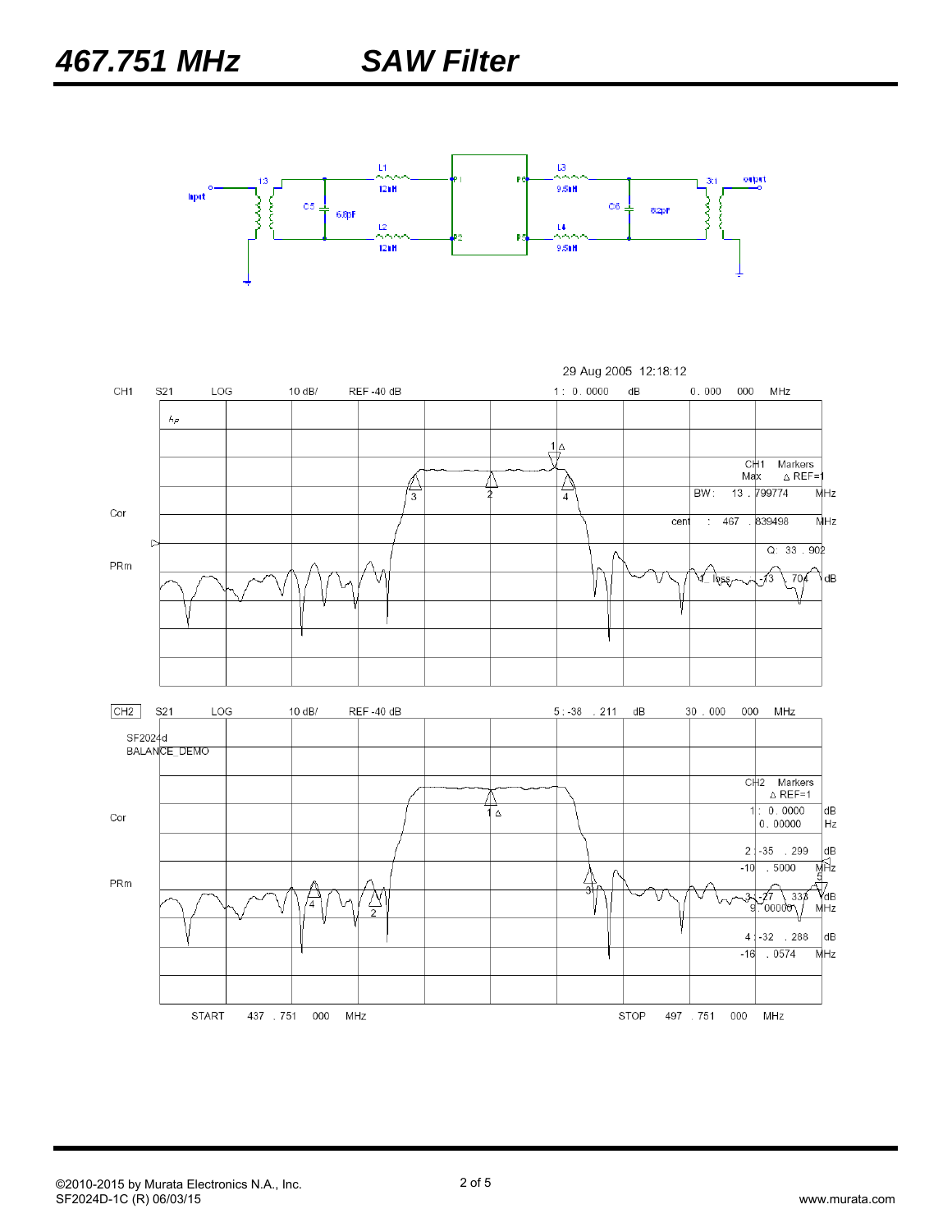# 467.751 MHz SAW Filter

Input 1:3 — C5 6.8pF — L1 12nH — L2 12nH — P1 P2 — P6 P5 — L3 9.5nH — L4 9.5nH — C6 8.2pF — 3:1 output

29 Aug 2005 12:18:12

CH1 S21 LOG 10 dB/ REF -40 dB 1: 0.0000 dB 0.000 000 MHz

CH1 Markers
Max Δ REF=1
BW: 13.799774 MHz
cent: 467.839498 MHz
Q: 33.902
I_loss: -13.704 dB

CH2 S21 LOG 10 dB/ REF -40 dB 5: -38.211 dB 30.000 000 MHz

SF2024d
BALANCE_DEMO

CH2 Markers
Δ REF=1
1: 0.0000 dB
0.00000 Hz
2: -35.299 dB
-10.5000 MHz
3: -27.333 dB
9.00000 MHz
4: -32.288 dB
-16.0574 MHz

START 437.751 000 MHz STOP 497.751 000 MHz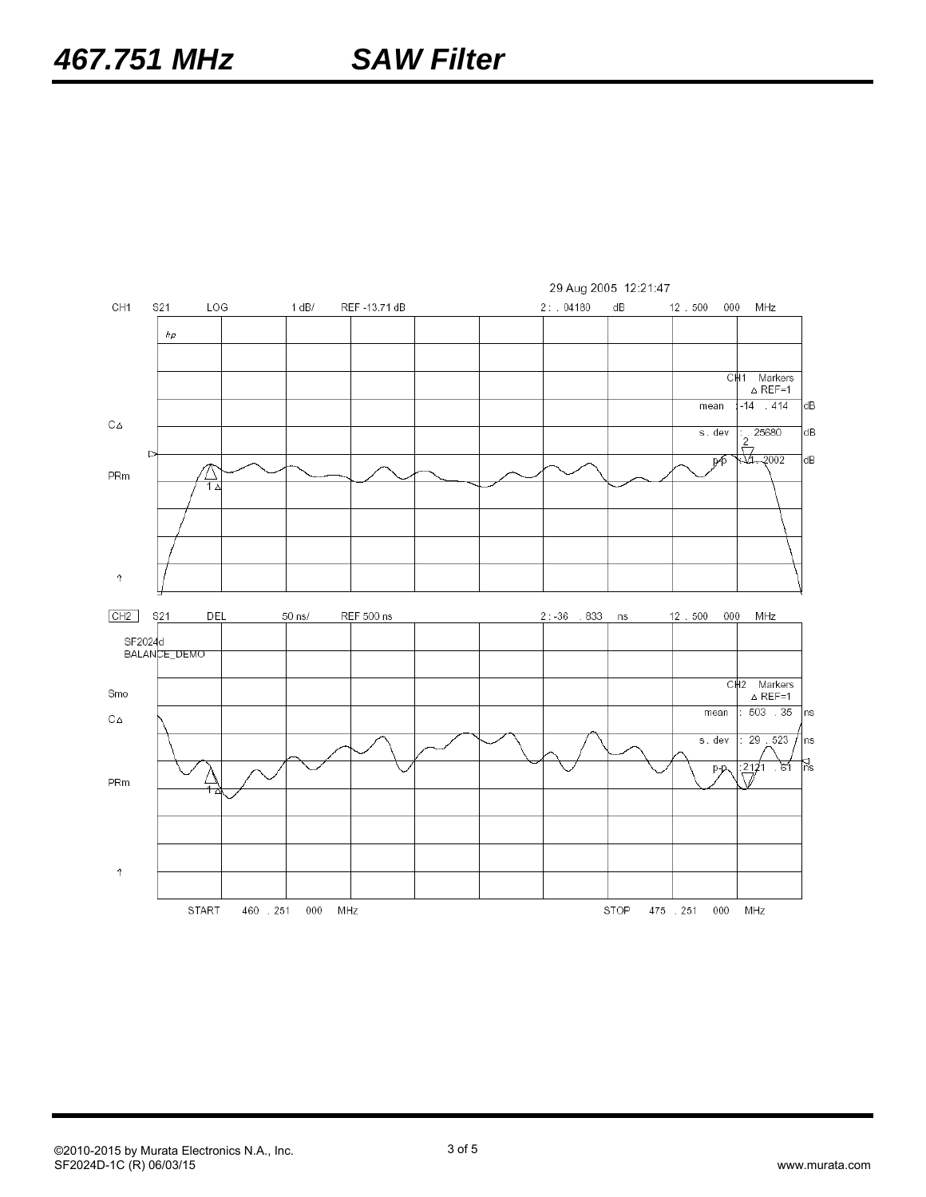29 Aug 2005 12:21:47

CH1 S21 LOG 1 dB/ REF -13.71 dB 2 : . 04180 dB 12 . 500 000 MHz

hp

CH1 Markers
△ REF=1

| | | |
|---|---|---|
| mean | : -14 . 414 | dB |
| s. dev | : . 25680 | dB |
| p-p | : 1 . 2002 | dB |

C△

PRm

CH2 S21 DEL 50 ns/ REF 500 ns 2 : -36 . 833 ns 12 . 500 000 MHz

SF2024d
BALANCE_DEMO

Smo

C△

CH2 Markers
△ REF=1

| | | |
|---|---|---|
| mean | : 503 . 35 | ns |
| s. dev | : 29 . 523 | ns |
| p-p | : 2121 . 61 | ns |

PRm

START 460 . 251 000 MHz STOP 475 . 251 000 MHz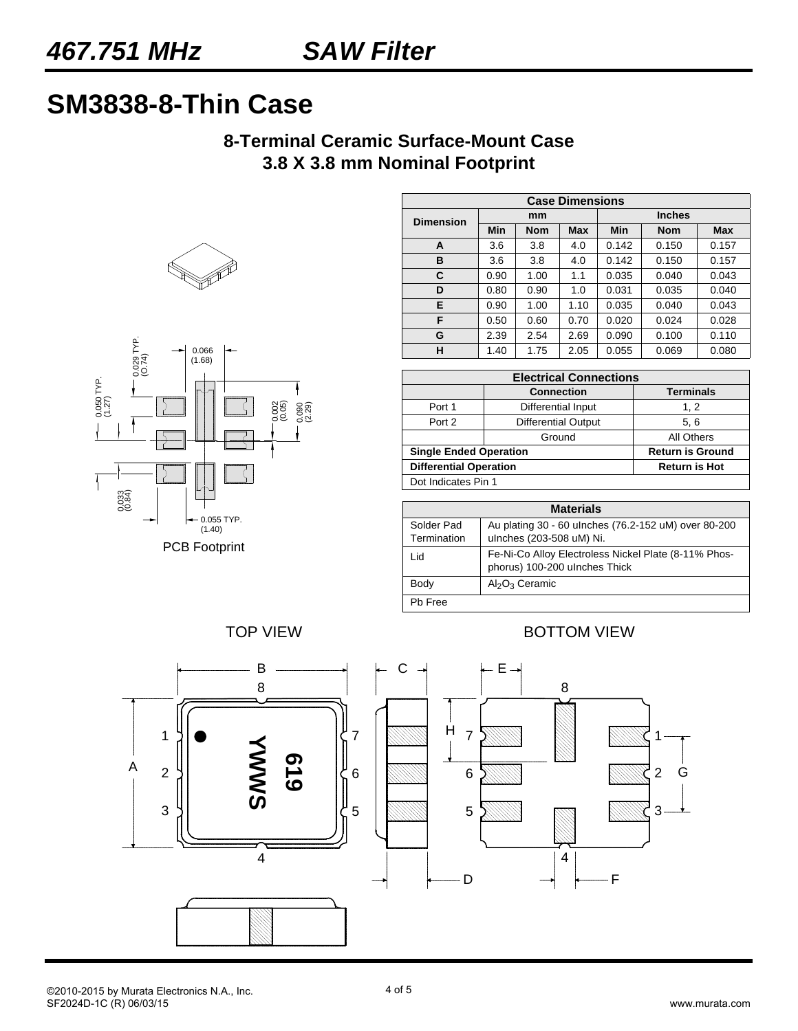# 467.751 MHz SAW Filter

## SM3838-8-Thin Case

### 8-Terminal Ceramic Surface-Mount Case
### 3.8 X 3.8 mm Nominal Footprint

| Case Dimensions | | | | | | |
|---|---|---|---|---|---|---|
| Dimension | mm | | | Inches | | |
| | Min | Nom | Max | Min | Nom | Max |
| A | 3.6 | 3.8 | 4.0 | 0.142 | 0.150 | 0.157 |
| B | 3.6 | 3.8 | 4.0 | 0.142 | 0.150 | 0.157 |
| C | 0.90 | 1.00 | 1.1 | 0.035 | 0.040 | 0.043 |
| D | 0.80 | 0.90 | 1.0 | 0.031 | 0.035 | 0.040 |
| E | 0.90 | 1.00 | 1.10 | 0.035 | 0.040 | 0.043 |
| F | 0.50 | 0.60 | 0.70 | 0.020 | 0.024 | 0.028 |
| G | 2.39 | 2.54 | 2.69 | 0.090 | 0.100 | 0.110 |
| H | 1.40 | 1.75 | 2.05 | 0.055 | 0.069 | 0.080 |

| Electrical Connections | | |
|---|---|---|
| | Connection | Terminals |
| Port 1 | Differential Input | 1, 2 |
| Port 2 | Differential Output | 5, 6 |
| | Ground | All Others |
| **Single Ended Operation** | | **Return is Ground** |
| **Differential Operation** | | **Return is Hot** |
| Dot Indicates Pin 1 | | |

| Materials | |
|---|---|
| Solder Pad Termination | Au plating 30 - 60 uInches (76.2-152 uM) over 80-200 uInches (203-508 uM) Ni. |
| Lid | Fe-Ni-Co Alloy Electroless Nickel Plate (8-11% Phosphorus) 100-200 uInches Thick |
| Body | $Al_2O_3$ Ceramic |
| Pb Free | |

0.066 (1.68)
0.029 TYP. (0.74)
0.050 TYP. (1.27)
0.002 (0.05)
0.090 (2.29)
0.033 (0.84)
0.055 TYP. (1.40)

PCB Footprint

TOP VIEW

BOTTOM VIEW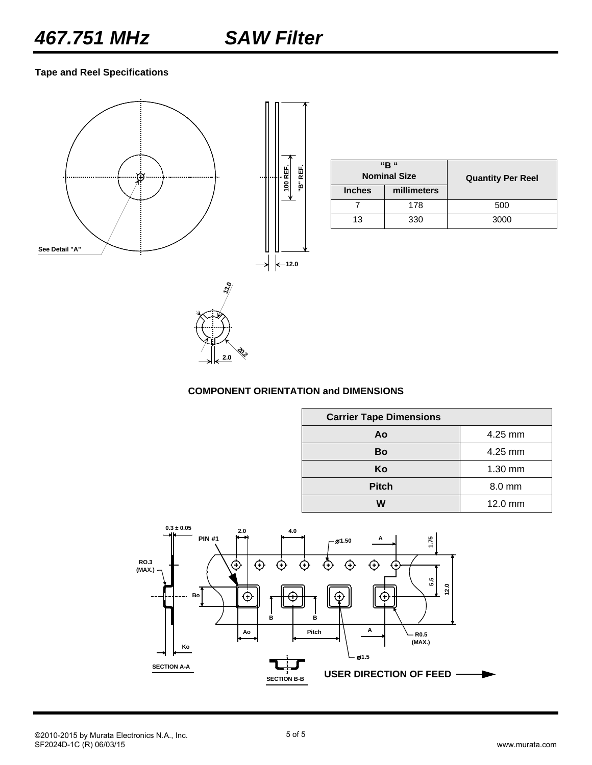# 467.751 MHz SAW Filter

### Tape and Reel Specifications

| "B" Nominal Size | | Quantity Per Reel |
|---|---|---|
| Inches | millimeters | |
| 7 | 178 | 500 |
| 13 | 330 | 3000 |

### COMPONENT ORIENTATION and DIMENSIONS

| Carrier Tape Dimensions | |
|---|---|
| Ao | 4.25 mm |
| Bo | 4.25 mm |
| Ko | 1.30 mm |
| Pitch | 8.0 mm |
| W | 12.0 mm |

USER DIRECTION OF FEED

©2010-2015 by Murata Electronics N.A., Inc.
SF2024D-1C (R) 06/03/15

www.murata.com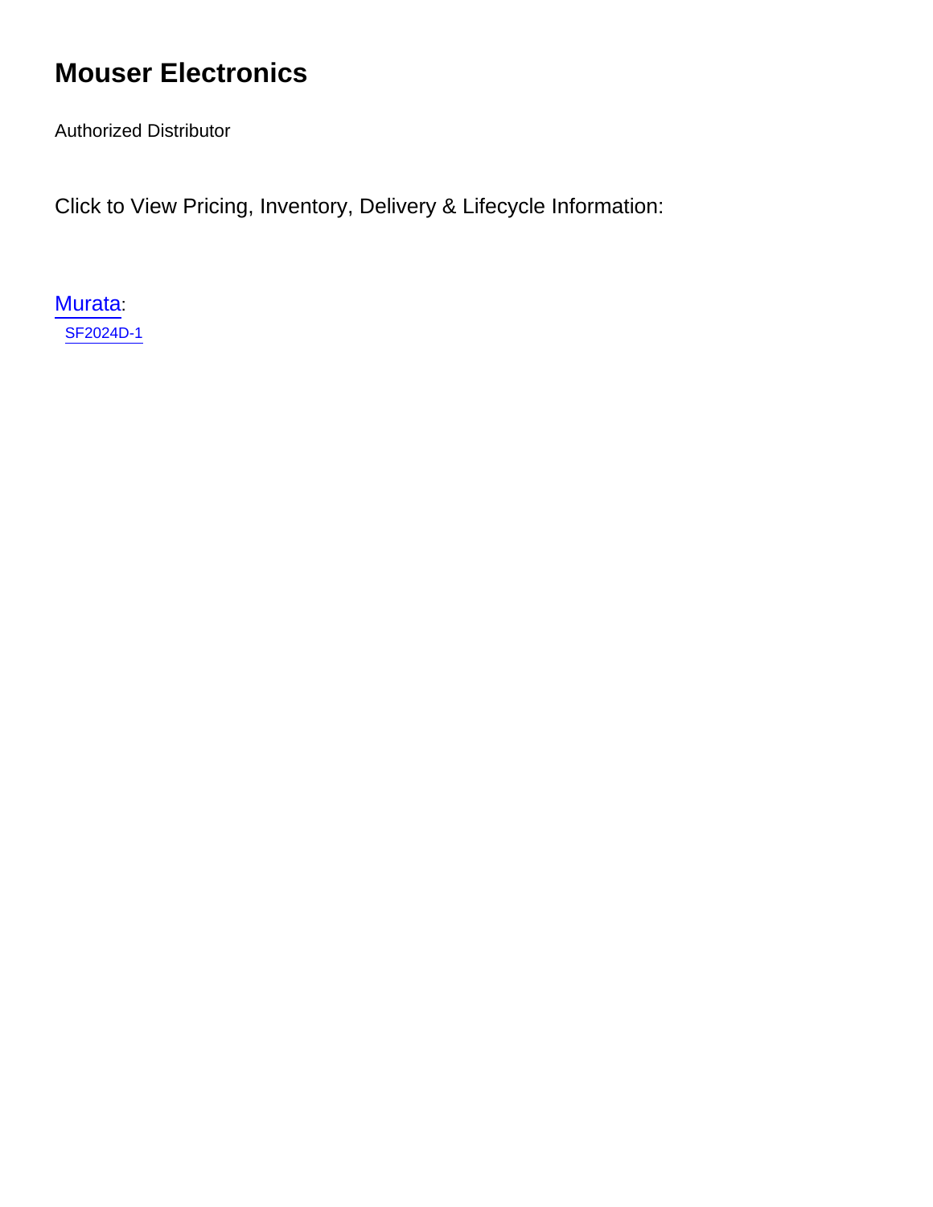# Mouser Electronics

Authorized Distributor

Click to View Pricing, Inventory, Delivery & Lifecycle Information:

Murata:

SF2024D-1